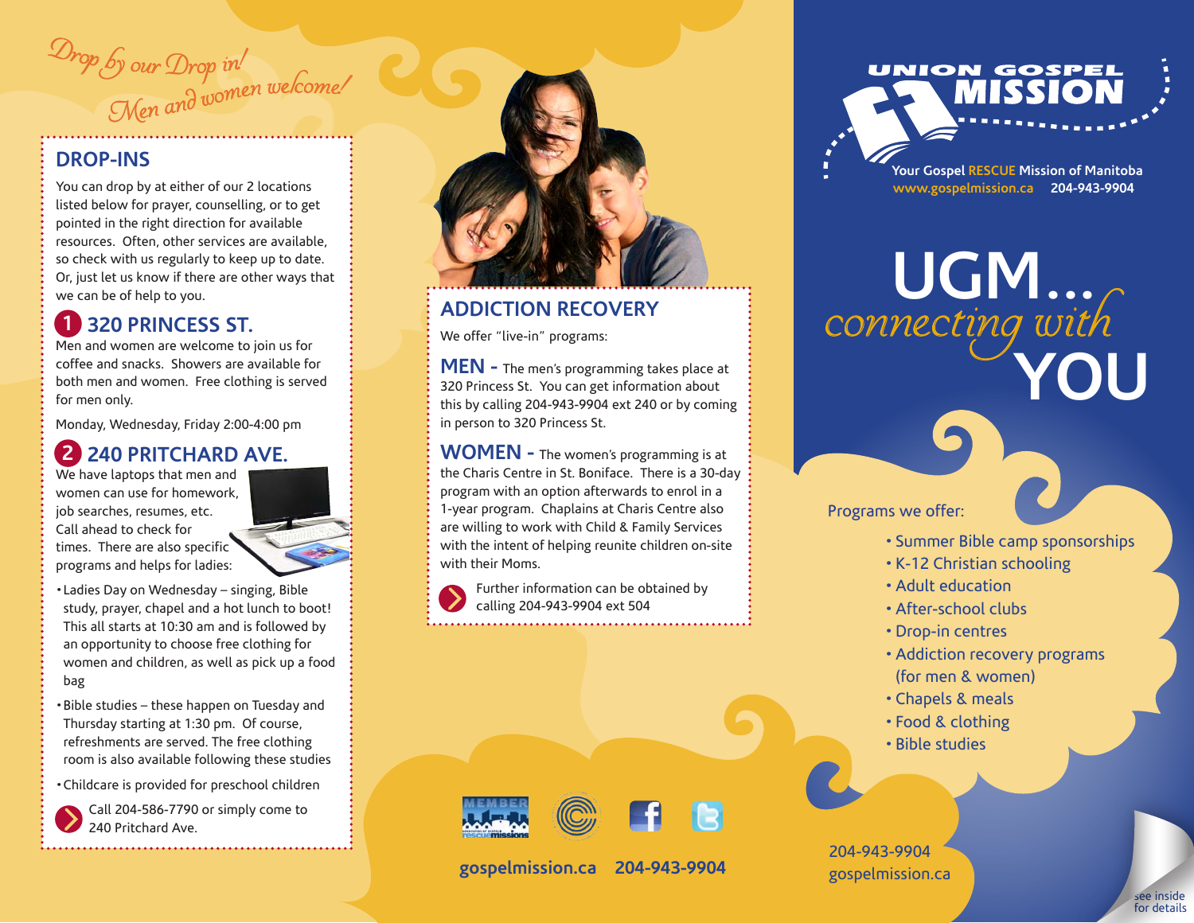*Drop by our Drop in!*
*Men and women welcome!*

## DROP-INS

You can drop by at either of our 2 locations listed below for prayer, counselling, or to get pointed in the right direction for available resources. Often, other services are available, so check with us regularly to keep up to date. Or, just let us know if there are other ways that we can be of help to you.

### 1 320 PRINCESS ST.

Men and women are welcome to join us for coffee and snacks. Showers are available for both men and women. Free clothing is served for men only.

Monday, Wednesday, Friday 2:00-4:00 pm

### 2 240 PRITCHARD AVE.

We have laptops that men and women can use for homework, job searches, resumes, etc. Call ahead to check for times. There are also specific programs and helps for ladies:

- Ladies Day on Wednesday – singing, Bible study, prayer, chapel and a hot lunch to boot! This all starts at 10:30 am and is followed by an opportunity to choose free clothing for women and children, as well as pick up a food bag
- Bible studies – these happen on Tuesday and Thursday starting at 1:30 pm. Of course, refreshments are served. The free clothing room is also available following these studies
- Childcare is provided for preschool children

Call 204-586-7790 or simply come to 240 Pritchard Ave.

## ADDICTION RECOVERY

We offer "live-in" programs:

**MEN -** The men's programming takes place at 320 Princess St. You can get information about this by calling 204-943-9904 ext 240 or by coming in person to 320 Princess St.

**WOMEN -** The women's programming is at the Charis Centre in St. Boniface. There is a 30-day program with an option afterwards to enrol in a 1-year program. Chaplains at Charis Centre also are willing to work with Child & Family Services with the intent of helping reunite children on-site with their Moms.

Further information can be obtained by calling 204-943-9904 ext 504

gospelmission.ca 204-943-9904

# UNION GOSPEL MISSION

Your Gospel RESCUE Mission of Manitoba
www.gospelmission.ca 204-943-9904

# UGM... *connecting with* YOU

Programs we offer:

- Summer Bible camp sponsorships
- K-12 Christian schooling
- Adult education
- After-school clubs
- Drop-in centres
- Addiction recovery programs (for men & women)
- Chapels & meals
- Food & clothing
- Bible studies

204-943-9904
gospelmission.ca

see inside for details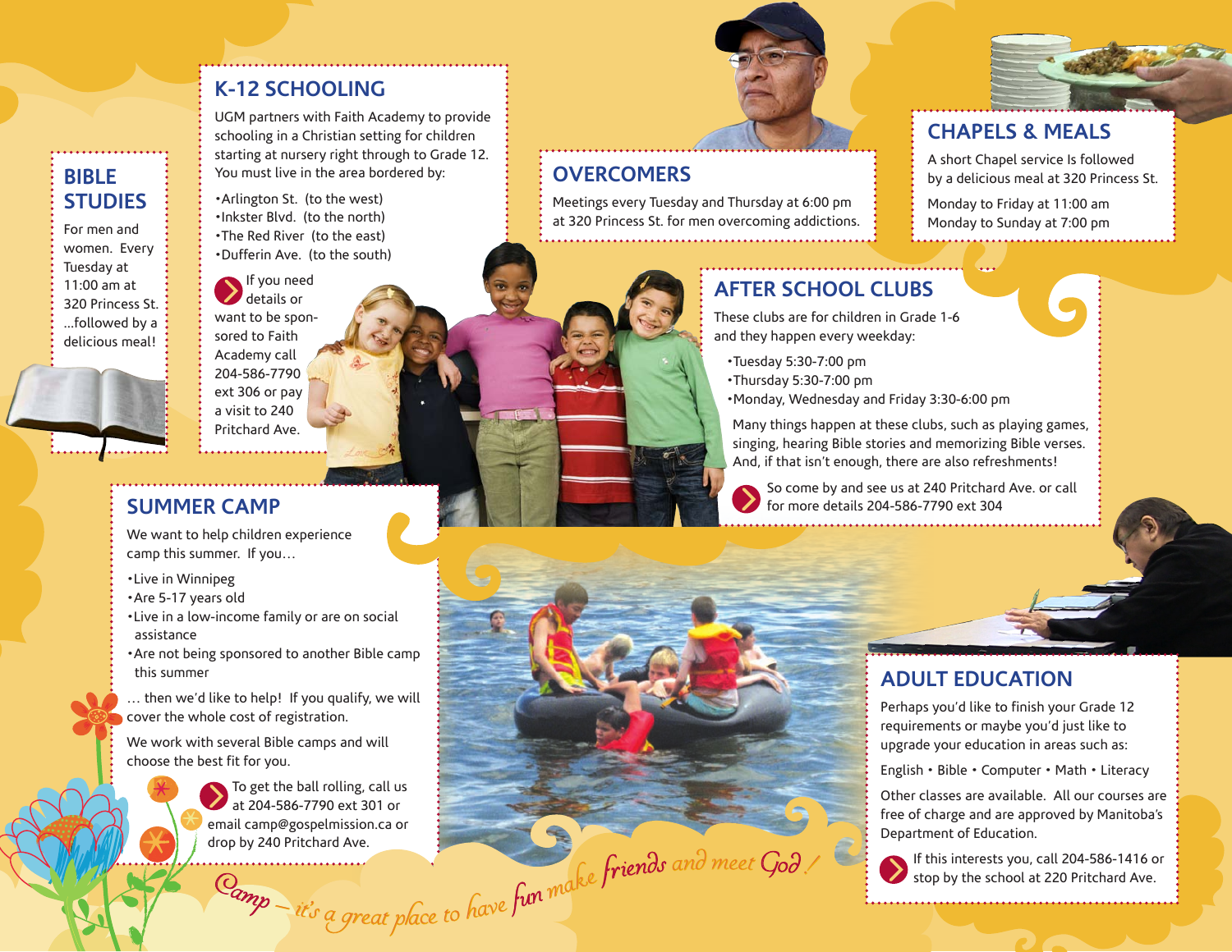## BIBLE STUDIES

For men and women. Every Tuesday at 11:00 am at 320 Princess St. ...followed by a delicious meal!

## K-12 SCHOOLING

UGM partners with Faith Academy to provide schooling in a Christian setting for children starting at nursery right through to Grade 12. You must live in the area bordered by:

- Arlington St. (to the west)
- Inkster Blvd. (to the north)
- The Red River (to the east)
- Dufferin Ave. (to the south)

If you need details or want to be sponsored to Faith Academy call 204-586-7790 ext 306 or pay a visit to 240 Pritchard Ave.

## OVERCOMERS

Meetings every Tuesday and Thursday at 6:00 pm at 320 Princess St. for men overcoming addictions.

## CHAPELS & MEALS

A short Chapel service Is followed by a delicious meal at 320 Princess St.

Monday to Friday at 11:00 am
Monday to Sunday at 7:00 pm

## AFTER SCHOOL CLUBS

These clubs are for children in Grade 1-6 and they happen every weekday:

- Tuesday 5:30-7:00 pm
- Thursday 5:30-7:00 pm
- Monday, Wednesday and Friday 3:30-6:00 pm

Many things happen at these clubs, such as playing games, singing, hearing Bible stories and memorizing Bible verses. And, if that isn't enough, there are also refreshments!

So come by and see us at 240 Pritchard Ave. or call for more details 204-586-7790 ext 304

## SUMMER CAMP

We want to help children experience camp this summer. If you…

- Live in Winnipeg
- Are 5-17 years old
- Live in a low-income family or are on social assistance
- Are not being sponsored to another Bible camp this summer

… then we'd like to help! If you qualify, we will cover the whole cost of registration.

We work with several Bible camps and will choose the best fit for you.

To get the ball rolling, call us at 204-586-7790 ext 301 or email camp@gospelmission.ca or drop by 240 Pritchard Ave.

*Camp – it's a great place to have fun make friends and meet God!*

## ADULT EDUCATION

Perhaps you'd like to finish your Grade 12 requirements or maybe you'd just like to upgrade your education in areas such as:

English • Bible • Computer • Math • Literacy

Other classes are available. All our courses are free of charge and are approved by Manitoba's Department of Education.

If this interests you, call 204-586-1416 or stop by the school at 220 Pritchard Ave.